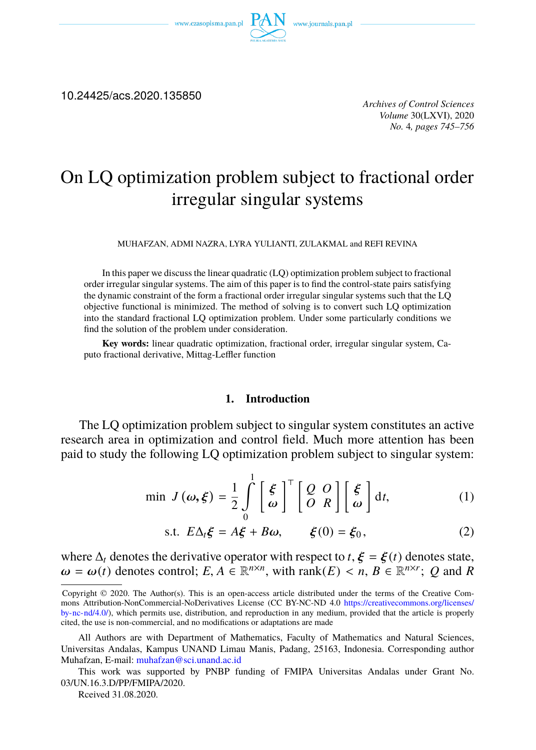10.24425/acs.2020.135850

*Archives of Control Sciences*
*Volume* 30(LXVI), 2020
*No.* 4, *pages 745–756*

# On LQ optimization problem subject to fractional order irregular singular systems

MUHAFZAN, ADMI NAZRA, LYRA YULIANTI, ZULAKMAL and REFI REVINA

In this paper we discuss the linear quadratic (LQ) optimization problem subject to fractional order irregular singular systems. The aim of this paper is to find the control-state pairs satisfying the dynamic constraint of the form a fractional order irregular singular systems such that the LQ objective functional is minimized. The method of solving is to convert such LQ optimization into the standard fractional LQ optimization problem. Under some particularly conditions we find the solution of the problem under consideration.

**Key words:** linear quadratic optimization, fractional order, irregular singular system, Caputo fractional derivative, Mittag-Leffler function

## 1. Introduction

The LQ optimization problem subject to singular system constitutes an active research area in optimization and control field. Much more attention has been paid to study the following LQ optimization problem subject to singular system:

$$\min \; J(\omega, \xi) = \frac{1}{2}\int_0^1 \begin{bmatrix} \xi \\ \omega \end{bmatrix}^\top \begin{bmatrix} Q & O \\ O & R \end{bmatrix} \begin{bmatrix} \xi \\ \omega \end{bmatrix} \mathrm{d}t, \tag{1}$$

$$\text{s.t. } \; E\Delta_t \xi = A\xi + B\omega, \qquad \xi(0) = \xi_0, \tag{2}$$

where $\Delta_t$ denotes the derivative operator with respect to $t$, $\xi = \xi(t)$ denotes state, $\omega = \omega(t)$ denotes control; $E, A \in \mathbb{R}^{n\times n}$, with $\operatorname{rank}(E) < n$, $B \in \mathbb{R}^{n\times r}$; $Q$ and $R$

---

Copyright © 2020. The Author(s). This is an open-access article distributed under the terms of the Creative Commons Attribution-NonCommercial-NoDerivatives License (CC BY-NC-ND 4.0 https://creativecommons.org/licenses/by-nc-nd/4.0/), which permits use, distribution, and reproduction in any medium, provided that the article is properly cited, the use is non-commercial, and no modifications or adaptations are made

All Authors are with Department of Mathematics, Faculty of Mathematics and Natural Sciences, Universitas Andalas, Kampus UNAND Limau Manis, Padang, 25163, Indonesia. Corresponding author Muhafzan, E-mail: muhafzan@sci.unand.ac.id

This work was supported by PNBP funding of FMIPA Universitas Andalas under Grant No. 03/UN.16.3.D/PP/FMIPA/2020.

Rceived 31.08.2020.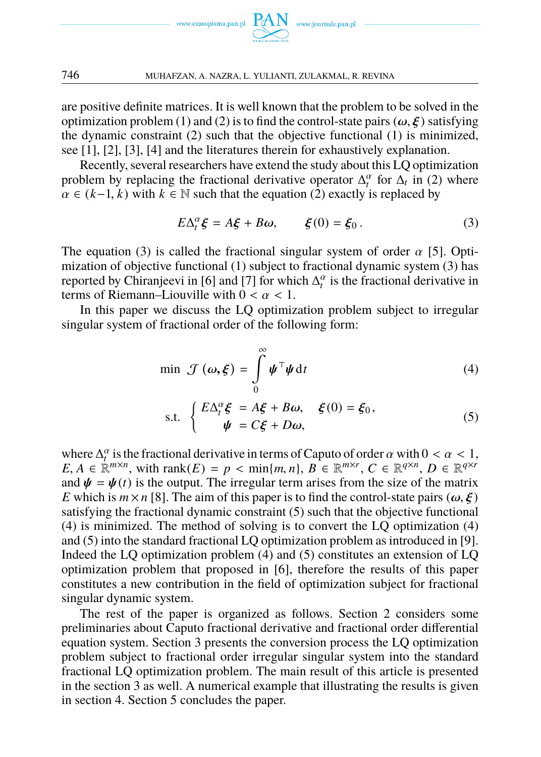are positive definite matrices. It is well known that the problem to be solved in the optimization problem (1) and (2) is to find the control-state pairs $(\boldsymbol{\omega}, \boldsymbol{\xi})$ satisfying the dynamic constraint (2) such that the objective functional (1) is minimized, see [1], [2], [3], [4] and the literatures therein for exhaustively explanation.

Recently, several researchers have extend the study about this LQ optimization problem by replacing the fractional derivative operator $\Delta_t^{\alpha}$ for $\Delta_t$ in (2) where $\alpha \in (k-1, k)$ with $k \in \mathbb{N}$ such that the equation (2) exactly is replaced by

$$E\Delta_t^{\alpha}\boldsymbol{\xi} = A\boldsymbol{\xi} + B\boldsymbol{\omega}, \qquad \boldsymbol{\xi}(0) = \boldsymbol{\xi}_0 . \tag{3}$$

The equation (3) is called the fractional singular system of order $\alpha$ [5]. Optimization of objective functional (1) subject to fractional dynamic system (3) has reported by Chiranjeevi in [6] and [7] for which $\Delta_t^{\alpha}$ is the fractional derivative in terms of Riemann–Liouville with $0 < \alpha < 1$.

In this paper we discuss the LQ optimization problem subject to irregular singular system of fractional order of the following form:

$$\min \ \mathcal{J}(\boldsymbol{\omega}, \boldsymbol{\xi}) = \int\limits_0^{\infty} \boldsymbol{\psi}^{\top}\boldsymbol{\psi}\,\mathrm{d}t \tag{4}$$

$$\text{s.t.} \ \begin{cases} E\Delta_t^{\alpha}\boldsymbol{\xi} &= A\boldsymbol{\xi} + B\boldsymbol{\omega}, \quad \boldsymbol{\xi}(0) = \boldsymbol{\xi}_0, \\ \quad\ \ \boldsymbol{\psi} &= C\boldsymbol{\xi} + D\boldsymbol{\omega}, \end{cases} \tag{5}$$

where $\Delta_t^{\alpha}$ is the fractional derivative in terms of Caputo of order $\alpha$ with $0 < \alpha < 1$, $E, A \in \mathbb{R}^{m\times n}$, with $\operatorname{rank}(E) = p < \min\{m, n\}$, $B \in \mathbb{R}^{m\times r}$, $C \in \mathbb{R}^{q\times n}$, $D \in \mathbb{R}^{q\times r}$ and $\boldsymbol{\psi} = \boldsymbol{\psi}(t)$ is the output. The irregular term arises from the size of the matrix $E$ which is $m \times n$ [8]. The aim of this paper is to find the control-state pairs $(\boldsymbol{\omega}, \boldsymbol{\xi})$ satisfying the fractional dynamic constraint (5) such that the objective functional (4) is minimized. The method of solving is to convert the LQ optimization (4) and (5) into the standard fractional LQ optimization problem as introduced in [9]. Indeed the LQ optimization problem (4) and (5) constitutes an extension of LQ optimization problem that proposed in [6], therefore the results of this paper constitutes a new contribution in the field of optimization subject for fractional singular dynamic system.

The rest of the paper is organized as follows. Section 2 considers some preliminaries about Caputo fractional derivative and fractional order differential equation system. Section 3 presents the conversion process the LQ optimization problem subject to fractional order irregular singular system into the standard fractional LQ optimization problem. The main result of this article is presented in the section 3 as well. A numerical example that illustrating the results is given in section 4. Section 5 concludes the paper.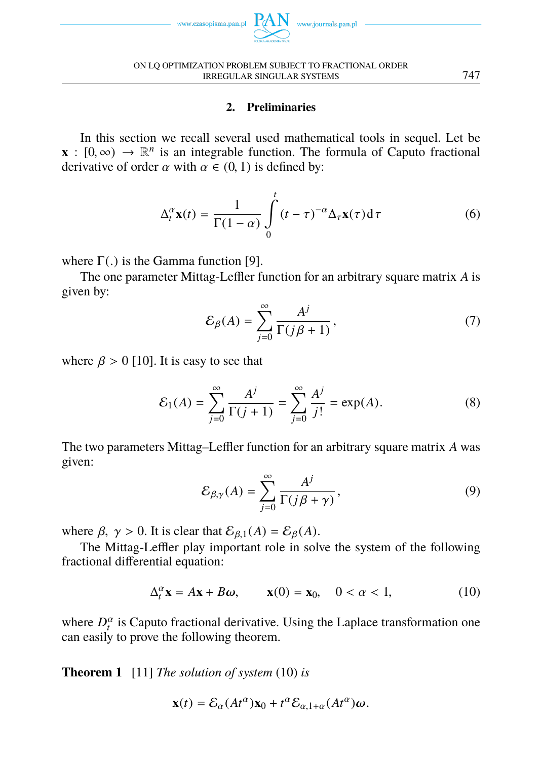## 2. Preliminaries

In this section we recall several used mathematical tools in sequel. Let be $\mathbf{x} : [0, \infty) \to \mathbb{R}^n$ is an integrable function. The formula of Caputo fractional derivative of order $\alpha$ with $\alpha \in (0, 1)$ is defined by:

$$\Delta_t^\alpha \mathbf{x}(t) = \frac{1}{\Gamma(1-\alpha)} \int\limits_0^t (t-\tau)^{-\alpha} \Delta_\tau \mathbf{x}(\tau) \mathrm{d}\tau \tag{6}$$

where $\Gamma(.)$ is the Gamma function [9].

The one parameter Mittag-Leffler function for an arbitrary square matrix $A$ is given by:

$$\mathcal{E}_\beta(A) = \sum_{j=0}^{\infty} \frac{A^j}{\Gamma(j\beta + 1)}, \tag{7}$$

where $\beta > 0$ [10]. It is easy to see that

$$\mathcal{E}_1(A) = \sum_{j=0}^{\infty} \frac{A^j}{\Gamma(j+1)} = \sum_{j=0}^{\infty} \frac{A^j}{j!} = \exp(A). \tag{8}$$

The two parameters Mittag–Leffler function for an arbitrary square matrix $A$ was given:

$$\mathcal{E}_{\beta,\gamma}(A) = \sum_{j=0}^{\infty} \frac{A^j}{\Gamma(j\beta + \gamma)}, \tag{9}$$

where $\beta,\ \gamma > 0$. It is clear that $\mathcal{E}_{\beta,1}(A) = \mathcal{E}_\beta(A)$.

The Mittag-Leffler play important role in solve the system of the following fractional differential equation:

$$\Delta_t^\alpha \mathbf{x} = A\mathbf{x} + B\omega, \qquad \mathbf{x}(0) = \mathbf{x}_0, \quad 0 < \alpha < 1, \tag{10}$$

where $D_t^\alpha$ is Caputo fractional derivative. Using the Laplace transformation one can easily to prove the following theorem.

**Theorem 1** [11] *The solution of system* (10) *is*

$$\mathbf{x}(t) = \mathcal{E}_\alpha(At^\alpha)\mathbf{x}_0 + t^\alpha \mathcal{E}_{\alpha,1+\alpha}(At^\alpha)\boldsymbol{\omega}.$$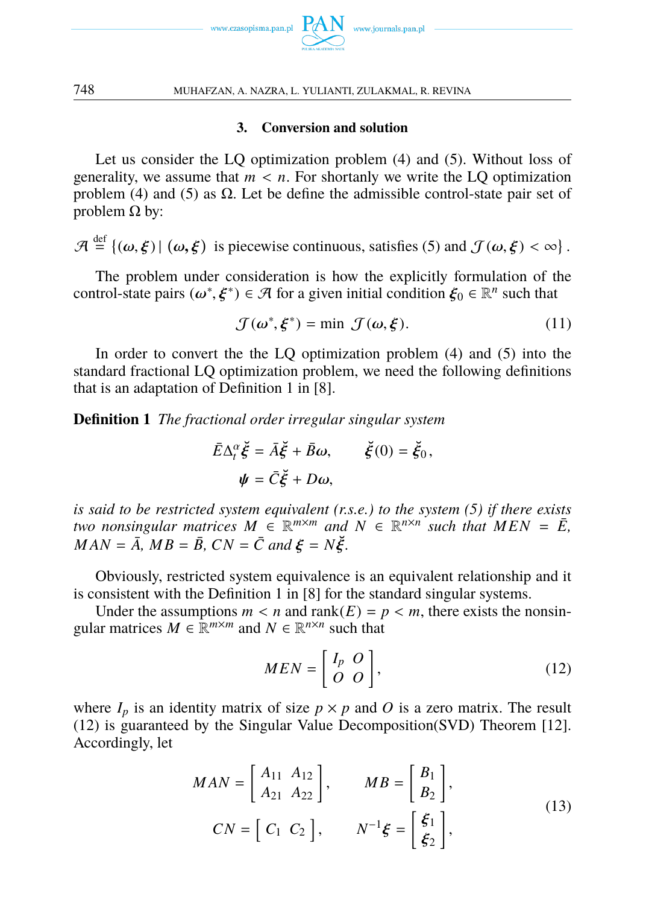## 3. Conversion and solution

Let us consider the LQ optimization problem (4) and (5). Without loss of generality, we assume that $m < n$. For shortanly we write the LQ optimization problem (4) and (5) as $\Omega$. Let be define the admissible control-state pair set of problem $\Omega$ by:

$$\mathcal{A} \overset{\text{def}}{=} \{(\omega, \xi) \mid (\omega, \xi) \text{ is piecewise continuous, satisfies (5) and } \mathcal{J}(\omega, \xi) < \infty\}.$$

The problem under consideration is how the explicitly formulation of the control-state pairs $(\omega^*, \xi^*) \in \mathcal{A}$ for a given initial condition $\xi_0 \in \mathbb{R}^n$ such that

$$\mathcal{J}(\omega^*, \xi^*) = \min \ \mathcal{J}(\omega, \xi). \tag{11}$$

In order to convert the the LQ optimization problem (4) and (5) into the standard fractional LQ optimization problem, we need the following definitions that is an adaptation of Definition 1 in [8].

**Definition 1** *The fractional order irregular singular system*

$$\begin{aligned} \bar{E}\Delta_t^{\alpha}\breve{\xi} &= \bar{A}\breve{\xi} + \bar{B}\omega, \qquad \breve{\xi}(0) = \breve{\xi}_0, \\ \psi &= \bar{C}\breve{\xi} + D\omega, \end{aligned}$$

*is said to be restricted system equivalent (r.s.e.) to the system (5) if there exists two nonsingular matrices $M \in \mathbb{R}^{m\times m}$ and $N \in \mathbb{R}^{n\times n}$ such that $MEN = \bar{E}$, $MAN = \bar{A}$, $MB = \bar{B}$, $CN = \bar{C}$ and $\xi = N\breve{\xi}$.*

Obviously, restricted system equivalence is an equivalent relationship and it is consistent with the Definition 1 in [8] for the standard singular systems.

Under the assumptions $m < n$ and $\text{rank}(E) = p < m$, there exists the nonsingular matrices $M \in \mathbb{R}^{m\times m}$ and $N \in \mathbb{R}^{n\times n}$ such that

$$MEN = \begin{bmatrix} I_p & O \\ O & O \end{bmatrix}, \tag{12}$$

where $I_p$ is an identity matrix of size $p \times p$ and $O$ is a zero matrix. The result (12) is guaranteed by the Singular Value Decomposition(SVD) Theorem [12]. Accordingly, let

$$\begin{aligned} MAN &= \begin{bmatrix} A_{11} & A_{12} \\ A_{21} & A_{22} \end{bmatrix}, \qquad MB = \begin{bmatrix} B_1 \\ B_2 \end{bmatrix}, \\ CN &= \begin{bmatrix} C_1 & C_2 \end{bmatrix}, \qquad N^{-1}\xi = \begin{bmatrix} \xi_1 \\ \xi_2 \end{bmatrix}, \end{aligned} \tag{13}$$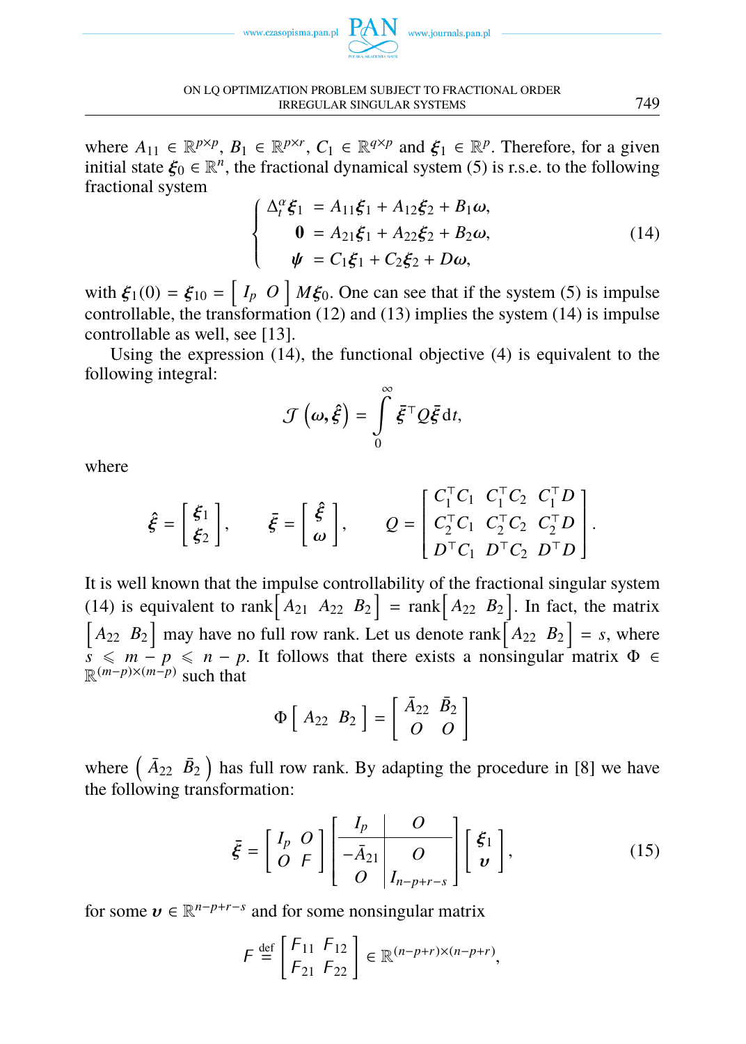where $A_{11} \in \mathbb{R}^{p\times p}$, $B_1 \in \mathbb{R}^{p\times r}$, $C_1 \in \mathbb{R}^{q\times p}$ and $\boldsymbol{\xi}_1 \in \mathbb{R}^p$. Therefore, for a given initial state $\boldsymbol{\xi}_0 \in \mathbb{R}^n$, the fractional dynamical system (5) is r.s.e. to the following fractional system

$$
\left\{
\begin{aligned}
\Delta_t^\alpha \boldsymbol{\xi}_1 &= A_{11}\boldsymbol{\xi}_1 + A_{12}\boldsymbol{\xi}_2 + B_1\boldsymbol{\omega},\\
\mathbf{0} &= A_{21}\boldsymbol{\xi}_1 + A_{22}\boldsymbol{\xi}_2 + B_2\boldsymbol{\omega},\\
\boldsymbol{\psi} &= C_1\boldsymbol{\xi}_1 + C_2\boldsymbol{\xi}_2 + D\boldsymbol{\omega},
\end{aligned}
\right.
\tag{14}
$$

with $\boldsymbol{\xi}_1(0) = \boldsymbol{\xi}_{10} = \begin{bmatrix} I_p & O \end{bmatrix} M\boldsymbol{\xi}_0$. One can see that if the system (5) is impulse controllable, the transformation (12) and (13) implies the system (14) is impulse controllable as well, see [13].

Using the expression (14), the functional objective (4) is equivalent to the following integral:

$$
\mathcal{J}\left(\boldsymbol{\omega}, \hat{\boldsymbol{\xi}}\right) = \int_0^\infty \bar{\boldsymbol{\xi}}^\top Q \bar{\boldsymbol{\xi}}\,\mathrm{d}t,
$$

where

$$
\hat{\boldsymbol{\xi}} = \begin{bmatrix} \boldsymbol{\xi}_1 \\ \boldsymbol{\xi}_2 \end{bmatrix}, \qquad \bar{\boldsymbol{\xi}} = \begin{bmatrix} \hat{\boldsymbol{\xi}} \\ \boldsymbol{\omega} \end{bmatrix}, \qquad Q = \begin{bmatrix} C_1^\top C_1 & C_1^\top C_2 & C_1^\top D \\ C_2^\top C_1 & C_2^\top C_2 & C_2^\top D \\ D^\top C_1 & D^\top C_2 & D^\top D \end{bmatrix}.
$$

It is well known that the impulse controllability of the fractional singular system (14) is equivalent to $\operatorname{rank}\begin{bmatrix} A_{21} & A_{22} & B_2 \end{bmatrix} = \operatorname{rank}\begin{bmatrix} A_{22} & B_2 \end{bmatrix}$. In fact, the matrix $\begin{bmatrix} A_{22} & B_2 \end{bmatrix}$ may have no full row rank. Let us denote $\operatorname{rank}\begin{bmatrix} A_{22} & B_2 \end{bmatrix} = s$, where $s \leqslant m - p \leqslant n - p$. It follows that there exists a nonsingular matrix $\Phi \in \mathbb{R}^{(m-p)\times(m-p)}$ such that

$$
\Phi \begin{bmatrix} A_{22} & B_2 \end{bmatrix} = \begin{bmatrix} \bar{A}_{22} & \bar{B}_2 \\ O & O \end{bmatrix}
$$

where $\begin{pmatrix} \bar{A}_{22} & \bar{B}_2 \end{pmatrix}$ has full row rank. By adapting the procedure in [8] we have the following transformation:

$$
\bar{\boldsymbol{\xi}} = \begin{bmatrix} I_p & O \\ O & F \end{bmatrix} \left[\begin{array}{c|c} I_p & O \\ \hline -\bar{A}_{21} & O \\ O & I_{n-p+r-s} \end{array}\right] \begin{bmatrix} \boldsymbol{\xi}_1 \\ \boldsymbol{\upsilon} \end{bmatrix},
\tag{15}
$$

for some $\boldsymbol{\upsilon} \in \mathbb{R}^{n-p+r-s}$ and for some nonsingular matrix

$$
F \overset{\text{def}}{=} \begin{bmatrix} F_{11} & F_{12} \\ F_{21} & F_{22} \end{bmatrix} \in \mathbb{R}^{(n-p+r)\times(n-p+r)},
$$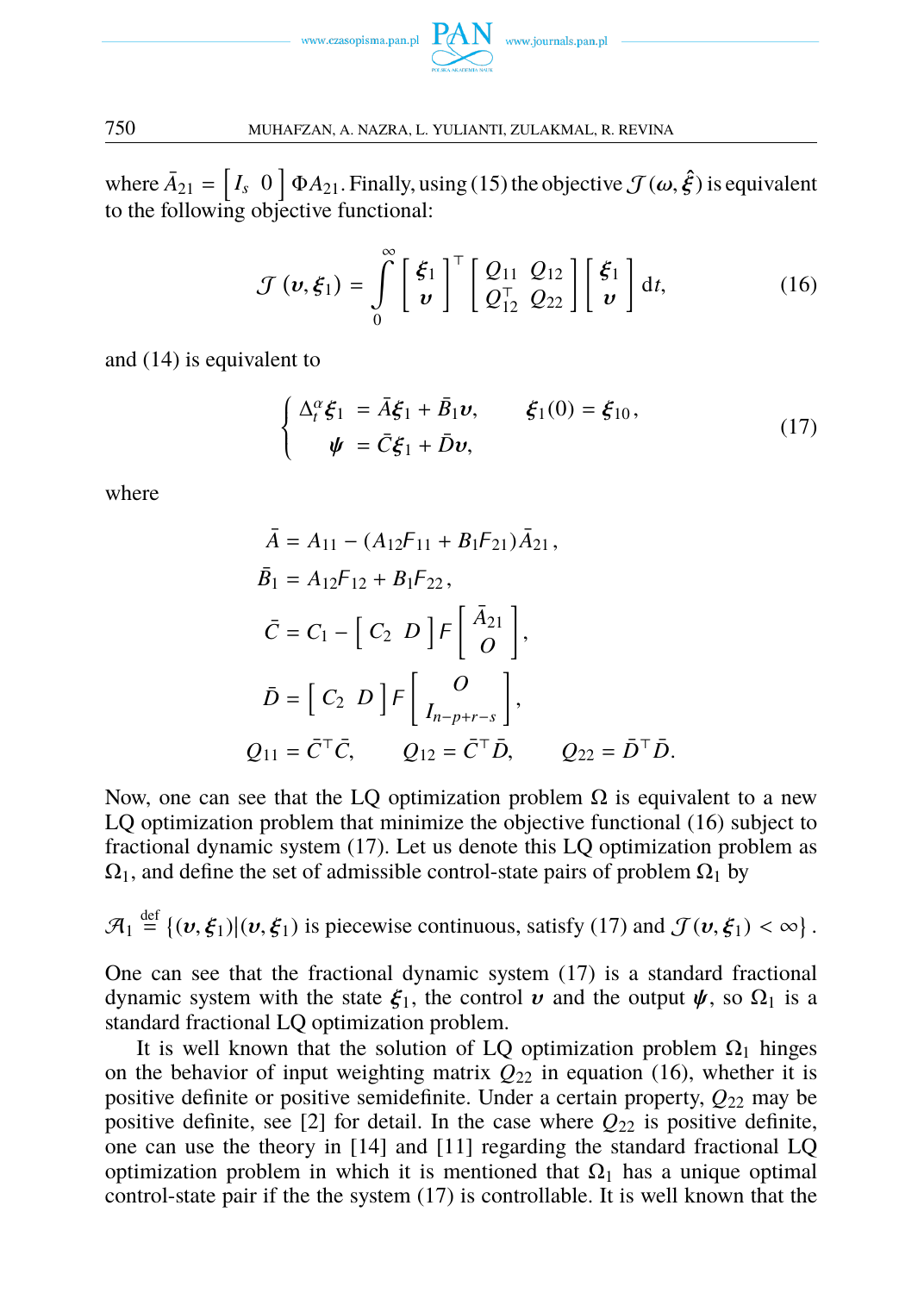where $\bar{A}_{21} = \begin{bmatrix} I_s & 0 \end{bmatrix} \Phi A_{21}$. Finally, using (15) the objective $\mathcal{J}(\boldsymbol{\omega}, \hat{\boldsymbol{\xi}})$ is equivalent to the following objective functional:

$$\mathcal{J}(\boldsymbol{v}, \boldsymbol{\xi}_1) = \int_0^\infty \begin{bmatrix} \boldsymbol{\xi}_1 \\ \boldsymbol{v} \end{bmatrix}^\top \begin{bmatrix} Q_{11} & Q_{12} \\ Q_{12}^\top & Q_{22} \end{bmatrix} \begin{bmatrix} \boldsymbol{\xi}_1 \\ \boldsymbol{v} \end{bmatrix} \mathrm{d}t, \tag{16}$$

and (14) is equivalent to

$$\begin{cases} \Delta_t^\alpha \boldsymbol{\xi}_1 &= \bar{A}\boldsymbol{\xi}_1 + \bar{B}_1 \boldsymbol{v}, \qquad \boldsymbol{\xi}_1(0) = \boldsymbol{\xi}_{10}, \\ \boldsymbol{\psi} &= \bar{C}\boldsymbol{\xi}_1 + \bar{D}\boldsymbol{v}, \end{cases} \tag{17}$$

where

$$\begin{aligned}
\bar{A} &= A_{11} - (A_{12}F_{11} + B_1 F_{21})\bar{A}_{21}, \\
\bar{B}_1 &= A_{12}F_{12} + B_1 F_{22}, \\
\bar{C} &= C_1 - \begin{bmatrix} C_2 & D \end{bmatrix} F \begin{bmatrix} \bar{A}_{21} \\ O \end{bmatrix}, \\
\bar{D} &= \begin{bmatrix} C_2 & D \end{bmatrix} F \begin{bmatrix} O \\ I_{n-p+r-s} \end{bmatrix}, \\
Q_{11} &= \bar{C}^\top \bar{C}, \qquad Q_{12} = \bar{C}^\top \bar{D}, \qquad Q_{22} = \bar{D}^\top \bar{D}.
\end{aligned}$$

Now, one can see that the LQ optimization problem $\Omega$ is equivalent to a new LQ optimization problem that minimize the objective functional (16) subject to fractional dynamic system (17). Let us denote this LQ optimization problem as $\Omega_1$, and define the set of admissible control-state pairs of problem $\Omega_1$ by

$$\mathcal{A}_1 \stackrel{\text{def}}{=} \{(\boldsymbol{v}, \boldsymbol{\xi}_1) | (\boldsymbol{v}, \boldsymbol{\xi}_1) \text{ is piecewise continuous, satisfy (17) and } \mathcal{J}(\boldsymbol{v}, \boldsymbol{\xi}_1) < \infty\}.$$

One can see that the fractional dynamic system (17) is a standard fractional dynamic system with the state $\boldsymbol{\xi}_1$, the control $\boldsymbol{v}$ and the output $\boldsymbol{\psi}$, so $\Omega_1$ is a standard fractional LQ optimization problem.

It is well known that the solution of LQ optimization problem $\Omega_1$ hinges on the behavior of input weighting matrix $Q_{22}$ in equation (16), whether it is positive definite or positive semidefinite. Under a certain property, $Q_{22}$ may be positive definite, see [2] for detail. In the case where $Q_{22}$ is positive definite, one can use the theory in [14] and [11] regarding the standard fractional LQ optimization problem in which it is mentioned that $\Omega_1$ has a unique optimal control-state pair if the the system (17) is controllable. It is well known that the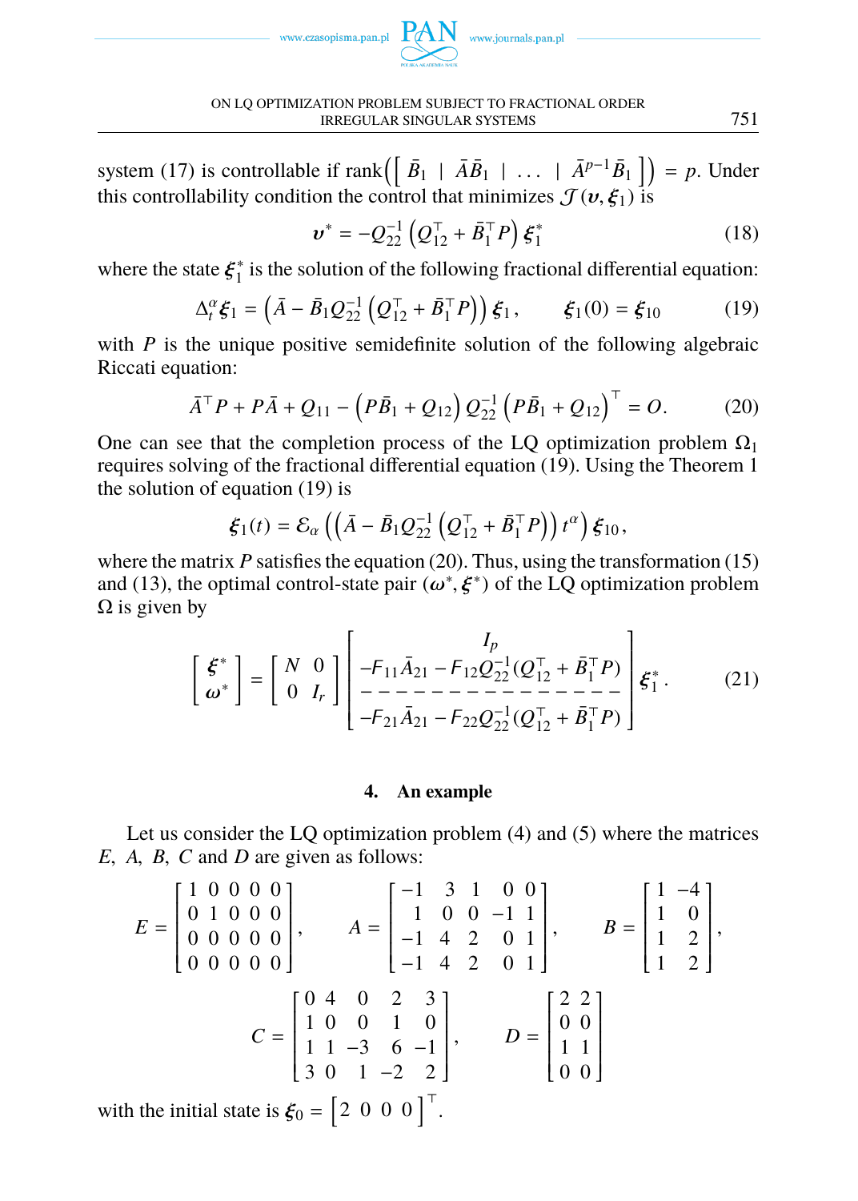system (17) is controllable if $\operatorname{rank}\left(\left[\ \bar{B}_1 \ \middle|\ \bar{A}\bar{B}_1 \ \middle|\ \ldots \ \middle|\ \bar{A}^{p-1}\bar{B}_1\ \right]\right) = p$. Under this controllability condition the control that minimizes $\mathcal{J}(\boldsymbol{v}, \boldsymbol{\xi}_1)$ is

$$\boldsymbol{v}^* = -Q_{22}^{-1}\left(Q_{12}^\top + \bar{B}_1^\top P\right)\boldsymbol{\xi}_1^* \tag{18}$$

where the state $\boldsymbol{\xi}_1^*$ is the solution of the following fractional differential equation:

$$\Delta_t^\alpha \boldsymbol{\xi}_1 = \left(\bar{A} - \bar{B}_1 Q_{22}^{-1}\left(Q_{12}^\top + \bar{B}_1^\top P\right)\right)\boldsymbol{\xi}_1, \qquad \boldsymbol{\xi}_1(0) = \boldsymbol{\xi}_{10} \tag{19}$$

with $P$ is the unique positive semidefinite solution of the following algebraic Riccati equation:

$$\bar{A}^\top P + P\bar{A} + Q_{11} - \left(P\bar{B}_1 + Q_{12}\right)Q_{22}^{-1}\left(P\bar{B}_1 + Q_{12}\right)^\top = O. \tag{20}$$

One can see that the completion process of the LQ optimization problem $\Omega_1$ requires solving of the fractional differential equation (19). Using the Theorem 1 the solution of equation (19) is

$$\boldsymbol{\xi}_1(t) = \mathcal{E}_\alpha\left(\left(\bar{A} - \bar{B}_1 Q_{22}^{-1}\left(Q_{12}^\top + \bar{B}_1^\top P\right)\right)t^\alpha\right)\boldsymbol{\xi}_{10},$$

where the matrix $P$ satisfies the equation (20). Thus, using the transformation (15) and (13), the optimal control-state pair $(\boldsymbol{\omega}^*, \boldsymbol{\xi}^*)$ of the LQ optimization problem $\Omega$ is given by

$$\begin{bmatrix} \boldsymbol{\xi}^* \\ \boldsymbol{\omega}^* \end{bmatrix} = \begin{bmatrix} N & 0 \\ 0 & I_r \end{bmatrix} \left[\begin{array}{c} I_p \\ -F_{11}\bar{A}_{21} - F_{12}Q_{22}^{-1}(Q_{12}^\top + \bar{B}_1^\top P) \\ \hline -F_{21}\bar{A}_{21} - F_{22}Q_{22}^{-1}(Q_{12}^\top + \bar{B}_1^\top P) \end{array}\right] \boldsymbol{\xi}_1^*. \tag{21}$$

## 4. An example

Let us consider the LQ optimization problem (4) and (5) where the matrices $E$, $A$, $B$, $C$ and $D$ are given as follows:

$$E = \begin{bmatrix} 1 & 0 & 0 & 0 & 0 \\ 0 & 1 & 0 & 0 & 0 \\ 0 & 0 & 0 & 0 & 0 \\ 0 & 0 & 0 & 0 & 0 \end{bmatrix}, \qquad A = \begin{bmatrix} -1 & 3 & 1 & 0 & 0 \\ 1 & 0 & 0 & -1 & 1 \\ -1 & 4 & 2 & 0 & 1 \\ -1 & 4 & 2 & 0 & 1 \end{bmatrix}, \qquad B = \begin{bmatrix} 1 & -4 \\ 1 & 0 \\ 1 & 2 \\ 1 & 2 \end{bmatrix},$$

$$C = \begin{bmatrix} 0 & 4 & 0 & 2 & 3 \\ 1 & 0 & 0 & 1 & 0 \\ 1 & 1 & -3 & 6 & -1 \\ 3 & 0 & 1 & -2 & 2 \end{bmatrix}, \qquad D = \begin{bmatrix} 2 & 2 \\ 0 & 0 \\ 1 & 1 \\ 0 & 0 \end{bmatrix}$$

with the initial state is $\boldsymbol{\xi}_0 = \begin{bmatrix} 2 & 0 & 0 & 0 \end{bmatrix}^\top$.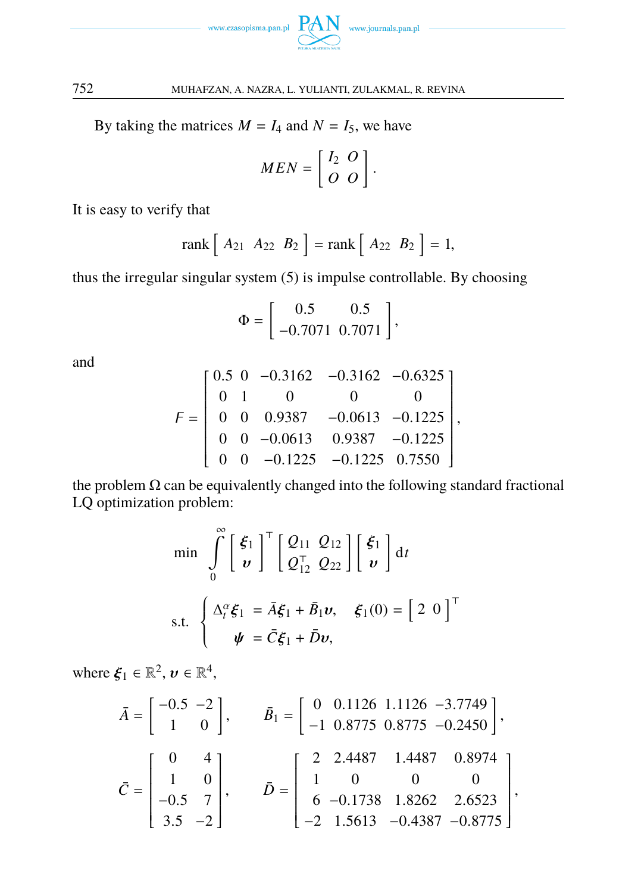By taking the matrices $M = I_4$ and $N = I_5$, we have

$$MEN = \begin{bmatrix} I_2 & O \\ O & O \end{bmatrix}.$$

It is easy to verify that

$$\operatorname{rank} \begin{bmatrix} A_{21} & A_{22} & B_2 \end{bmatrix} = \operatorname{rank} \begin{bmatrix} A_{22} & B_2 \end{bmatrix} = 1,$$

thus the irregular singular system (5) is impulse controllable. By choosing

$$\Phi = \begin{bmatrix} 0.5 & 0.5 \\ -0.7071 & 0.7071 \end{bmatrix},$$

and

$$F = \begin{bmatrix} 0.5 & 0 & -0.3162 & -0.3162 & -0.6325 \\ 0 & 1 & 0 & 0 & 0 \\ 0 & 0 & 0.9387 & -0.0613 & -0.1225 \\ 0 & 0 & -0.0613 & 0.9387 & -0.1225 \\ 0 & 0 & -0.1225 & -0.1225 & 0.7550 \end{bmatrix},$$

the problem $\Omega$ can be equivalently changed into the following standard fractional LQ optimization problem:

$$\min \int_0^\infty \begin{bmatrix} \boldsymbol{\xi}_1 \\ \boldsymbol{\upsilon} \end{bmatrix}^\top \begin{bmatrix} Q_{11} & Q_{12} \\ Q_{12}^\top & Q_{22} \end{bmatrix} \begin{bmatrix} \boldsymbol{\xi}_1 \\ \boldsymbol{\upsilon} \end{bmatrix} \mathrm{d}t$$

$$\text{s.t.} \quad \begin{cases} \Delta_t^\alpha \boldsymbol{\xi}_1 &= \bar{A}\boldsymbol{\xi}_1 + \bar{B}_1 \boldsymbol{\upsilon}, \quad \boldsymbol{\xi}_1(0) = \begin{bmatrix} 2 & 0 \end{bmatrix}^\top \\ \boldsymbol{\psi} &= \bar{C}\boldsymbol{\xi}_1 + \bar{D}\boldsymbol{\upsilon}, \end{cases}$$

where $\boldsymbol{\xi}_1 \in \mathbb{R}^2$, $\boldsymbol{\upsilon} \in \mathbb{R}^4$,

$$\bar{A} = \begin{bmatrix} -0.5 & -2 \\ 1 & 0 \end{bmatrix}, \qquad \bar{B}_1 = \begin{bmatrix} 0 & 0.1126 & 1.1126 & -3.7749 \\ -1 & 0.8775 & 0.8775 & -0.2450 \end{bmatrix},$$

$$\bar{C} = \begin{bmatrix} 0 & 4 \\ 1 & 0 \\ -0.5 & 7 \\ 3.5 & -2 \end{bmatrix}, \qquad \bar{D} = \begin{bmatrix} 2 & 2.4487 & 1.4487 & 0.8974 \\ 1 & 0 & 0 & 0 \\ 6 & -0.1738 & 1.8262 & 2.6523 \\ -2 & 1.5613 & -0.4387 & -0.8775 \end{bmatrix},$$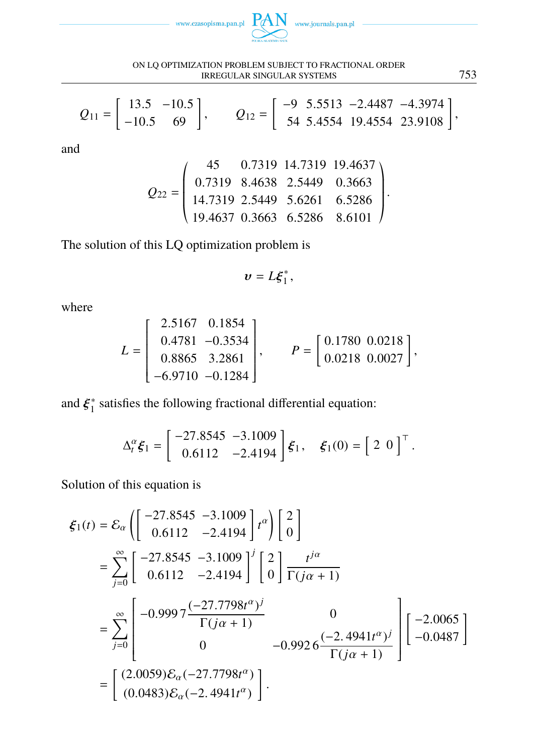$$Q_{11} = \begin{bmatrix} 13.5 & -10.5 \\ -10.5 & 69 \end{bmatrix}, \qquad Q_{12} = \begin{bmatrix} -9 & 5.5513 & -2.4487 & -4.3974 \\ 54 & 5.4554 & 19.4554 & 23.9108 \end{bmatrix},$$

and

$$Q_{22} = \begin{pmatrix} 45 & 0.7319 & 14.7319 & 19.4637 \\ 0.7319 & 8.4638 & 2.5449 & 0.3663 \\ 14.7319 & 2.5449 & 5.6261 & 6.5286 \\ 19.4637 & 0.3663 & 6.5286 & 8.6101 \end{pmatrix}.$$

The solution of this LQ optimization problem is

$$\boldsymbol{\upsilon} = L\boldsymbol{\xi}_1^*,$$

where

$$L = \begin{bmatrix} 2.5167 & 0.1854 \\ 0.4781 & -0.3534 \\ 0.8865 & 3.2861 \\ -6.9710 & -0.1284 \end{bmatrix}, \qquad P = \begin{bmatrix} 0.1780 & 0.0218 \\ 0.0218 & 0.0027 \end{bmatrix},$$

and $\boldsymbol{\xi}_1^*$ satisfies the following fractional differential equation:

$$\Delta_t^\alpha \boldsymbol{\xi}_1 = \begin{bmatrix} -27.8545 & -3.1009 \\ 0.6112 & -2.4194 \end{bmatrix} \boldsymbol{\xi}_1, \quad \boldsymbol{\xi}_1(0) = \begin{bmatrix} 2 & 0 \end{bmatrix}^\top.$$

Solution of this equation is

$$\begin{aligned}
\boldsymbol{\xi}_1(t) &= \mathcal{E}_\alpha\left(\begin{bmatrix} -27.8545 & -3.1009 \\ 0.6112 & -2.4194 \end{bmatrix} t^\alpha\right) \begin{bmatrix} 2 \\ 0 \end{bmatrix} \\
&= \sum_{j=0}^{\infty} \begin{bmatrix} -27.8545 & -3.1009 \\ 0.6112 & -2.4194 \end{bmatrix}^j \begin{bmatrix} 2 \\ 0 \end{bmatrix} \frac{t^{j\alpha}}{\Gamma(j\alpha+1)} \\
&= \sum_{j=0}^{\infty} \begin{bmatrix} -0.9997\dfrac{(-27.7798t^\alpha)^j}{\Gamma(j\alpha+1)} & 0 \\ 0 & -0.9926\dfrac{(-2.4941t^\alpha)^j}{\Gamma(j\alpha+1)} \end{bmatrix} \begin{bmatrix} -2.0065 \\ -0.0487 \end{bmatrix} \\
&= \begin{bmatrix} (2.0059)\mathcal{E}_\alpha(-27.7798t^\alpha) \\ (0.0483)\mathcal{E}_\alpha(-2.4941t^\alpha) \end{bmatrix}.
\end{aligned}$$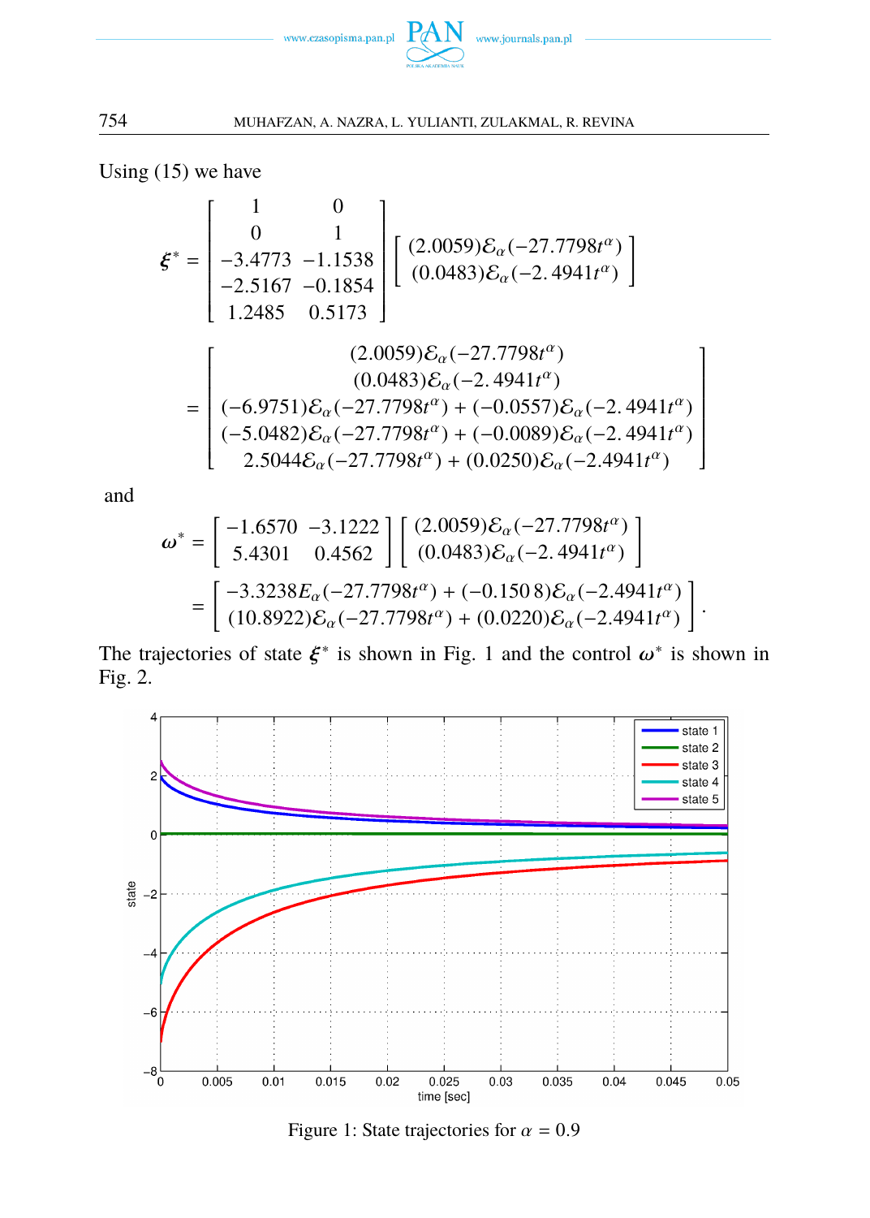Using (15) we have

$$
\boldsymbol{\xi}^* = \begin{bmatrix} 1 & 0 \\ 0 & 1 \\ -3.4773 & -1.1538 \\ -2.5167 & -0.1854 \\ 1.2485 & 0.5173 \end{bmatrix} \begin{bmatrix} (2.0059)\mathcal{E}_\alpha(-27.7798t^\alpha) \\ (0.0483)\mathcal{E}_\alpha(-2.4941t^\alpha) \end{bmatrix}
$$

$$
= \begin{bmatrix} (2.0059)\mathcal{E}_\alpha(-27.7798t^\alpha) \\ (0.0483)\mathcal{E}_\alpha(-2.4941t^\alpha) \\ (-6.9751)\mathcal{E}_\alpha(-27.7798t^\alpha) + (-0.0557)\mathcal{E}_\alpha(-2.4941t^\alpha) \\ (-5.0482)\mathcal{E}_\alpha(-27.7798t^\alpha) + (-0.0089)\mathcal{E}_\alpha(-2.4941t^\alpha) \\ 2.5044\mathcal{E}_\alpha(-27.7798t^\alpha) + (0.0250)\mathcal{E}_\alpha(-2.4941t^\alpha) \end{bmatrix}
$$

and

$$
\boldsymbol{\omega}^* = \begin{bmatrix} -1.6570 & -3.1222 \\ 5.4301 & 0.4562 \end{bmatrix} \begin{bmatrix} (2.0059)\mathcal{E}_\alpha(-27.7798t^\alpha) \\ (0.0483)\mathcal{E}_\alpha(-2.4941t^\alpha) \end{bmatrix}
$$

$$
= \begin{bmatrix} -3.3238E_\alpha(-27.7798t^\alpha) + (-0.1508)\mathcal{E}_\alpha(-2.4941t^\alpha) \\ (10.8922)\mathcal{E}_\alpha(-27.7798t^\alpha) + (0.0220)\mathcal{E}_\alpha(-2.4941t^\alpha) \end{bmatrix}.
$$

The trajectories of state $\boldsymbol{\xi}^*$ is shown in Fig. 1 and the control $\boldsymbol{\omega}^*$ is shown in Fig. 2.

Figure 1: State trajectories for $\alpha = 0.9$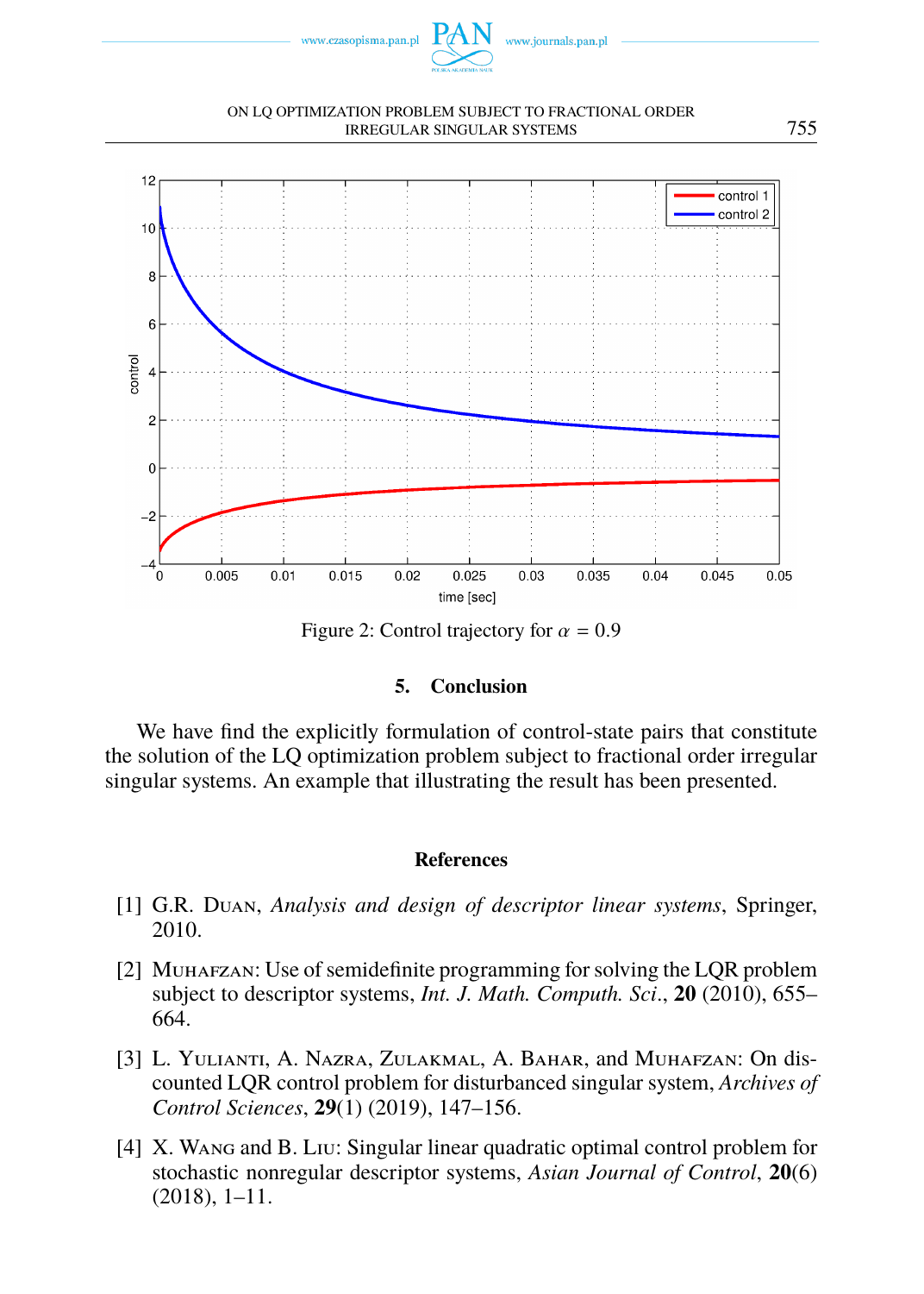Figure 2: Control trajectory for $\alpha = 0.9$

## 5. Conclusion

We have find the explicitly formulation of control-state pairs that constitute the solution of the LQ optimization problem subject to fractional order irregular singular systems. An example that illustrating the result has been presented.

## References

[1] G.R. Duan, *Analysis and design of descriptor linear systems*, Springer, 2010.

[2] Muhafzan: Use of semidefinite programming for solving the LQR problem subject to descriptor systems, *Int. J. Math. Computh. Sci.*, **20** (2010), 655–664.

[3] L. Yulianti, A. Nazra, Zulakmal, A. Bahar, and Muhafzan: On discounted LQR control problem for disturbanced singular system, *Archives of Control Sciences*, **29**(1) (2019), 147–156.

[4] X. Wang and B. Liu: Singular linear quadratic optimal control problem for stochastic nonregular descriptor systems, *Asian Journal of Control*, **20**(6) (2018), 1–11.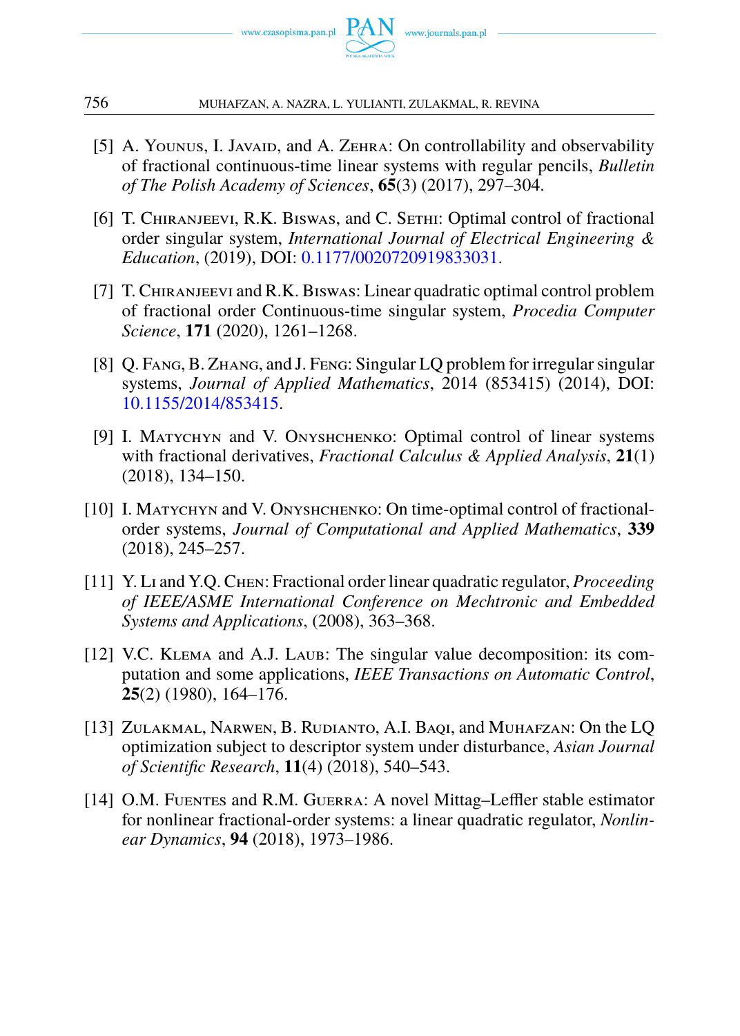[5] A. Younus, I. Javaid, and A. Zehra: On controllability and observability of fractional continuous-time linear systems with regular pencils, *Bulletin of The Polish Academy of Sciences*, **65**(3) (2017), 297–304.

[6] T. Chiranjeevi, R.K. Biswas, and C. Sethi: Optimal control of fractional order singular system, *International Journal of Electrical Engineering & Education*, (2019), DOI: 0.1177/0020720919833031.

[7] T. Chiranjeevi and R.K. Biswas: Linear quadratic optimal control problem of fractional order Continuous-time singular system, *Procedia Computer Science*, **171** (2020), 1261–1268.

[8] Q. Fang, B. Zhang, and J. Feng: Singular LQ problem for irregular singular systems, *Journal of Applied Mathematics*, 2014 (853415) (2014), DOI: 10.1155/2014/853415.

[9] I. Matychyn and V. Onyshchenko: Optimal control of linear systems with fractional derivatives, *Fractional Calculus & Applied Analysis*, **21**(1) (2018), 134–150.

[10] I. Matychyn and V. Onyshchenko: On time-optimal control of fractional-order systems, *Journal of Computational and Applied Mathematics*, **339** (2018), 245–257.

[11] Y. Li and Y.Q. Chen: Fractional order linear quadratic regulator, *Proceeding of IEEE/ASME International Conference on Mechtronic and Embedded Systems and Applications*, (2008), 363–368.

[12] V.C. Klema and A.J. Laub: The singular value decomposition: its computation and some applications, *IEEE Transactions on Automatic Control*, **25**(2) (1980), 164–176.

[13] Zulakmal, Narwen, B. Rudianto, A.I. Baqi, and Muhafzan: On the LQ optimization subject to descriptor system under disturbance, *Asian Journal of Scientific Research*, **11**(4) (2018), 540–543.

[14] O.M. Fuentes and R.M. Guerra: A novel Mittag–Leffler stable estimator for nonlinear fractional-order systems: a linear quadratic regulator, *Nonlinear Dynamics*, **94** (2018), 1973–1986.